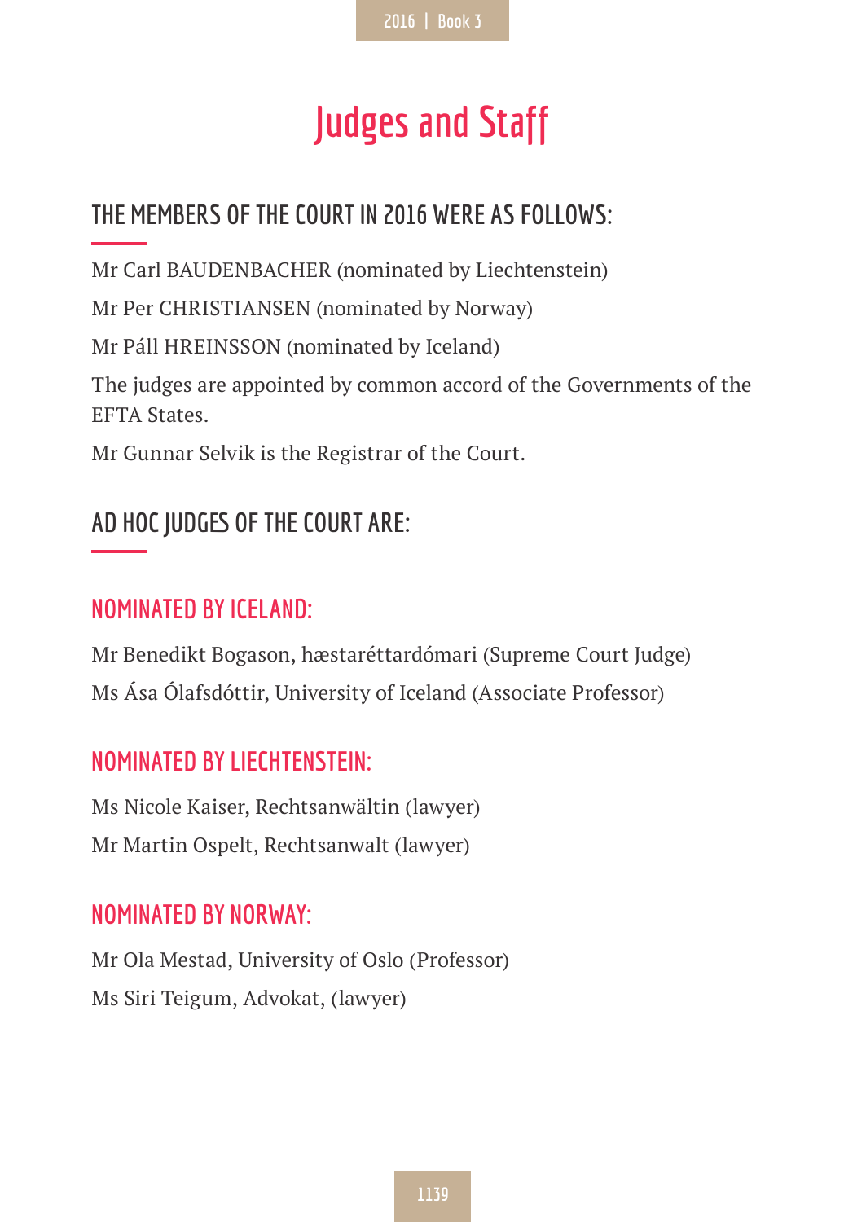# Judges and Staff

## THE MEMBERS OF THE COURT IN 2016 WERE AS FOLLOWS:

Mr Carl BAUDENBACHER (nominated by Liechtenstein)

Mr Per CHRISTIANSEN (nominated by Norway)

Mr Páll HREINSSON (nominated by Iceland)

The judges are appointed by common accord of the Governments of the EFTA States.

Mr Gunnar Selvik is the Registrar of the Court.

## AD HOC JUDGES OF THE COURT ARE:

### NOMINATED BY ICELAND:

Mr Benedikt Bogason, hæstaréttardómari (Supreme Court Judge)

Ms Ása Ólafsdóttir, University of Iceland (Associate Professor)

### NOMINATED BY LIECHTENSTEIN:

Ms Nicole Kaiser, Rechtsanwältin (lawyer)

Mr Martin Ospelt, Rechtsanwalt (lawyer)

### NOMINATED BY NORWAY:

Mr Ola Mestad, University of Oslo (Professor)

Ms Siri Teigum, Advokat, (lawyer)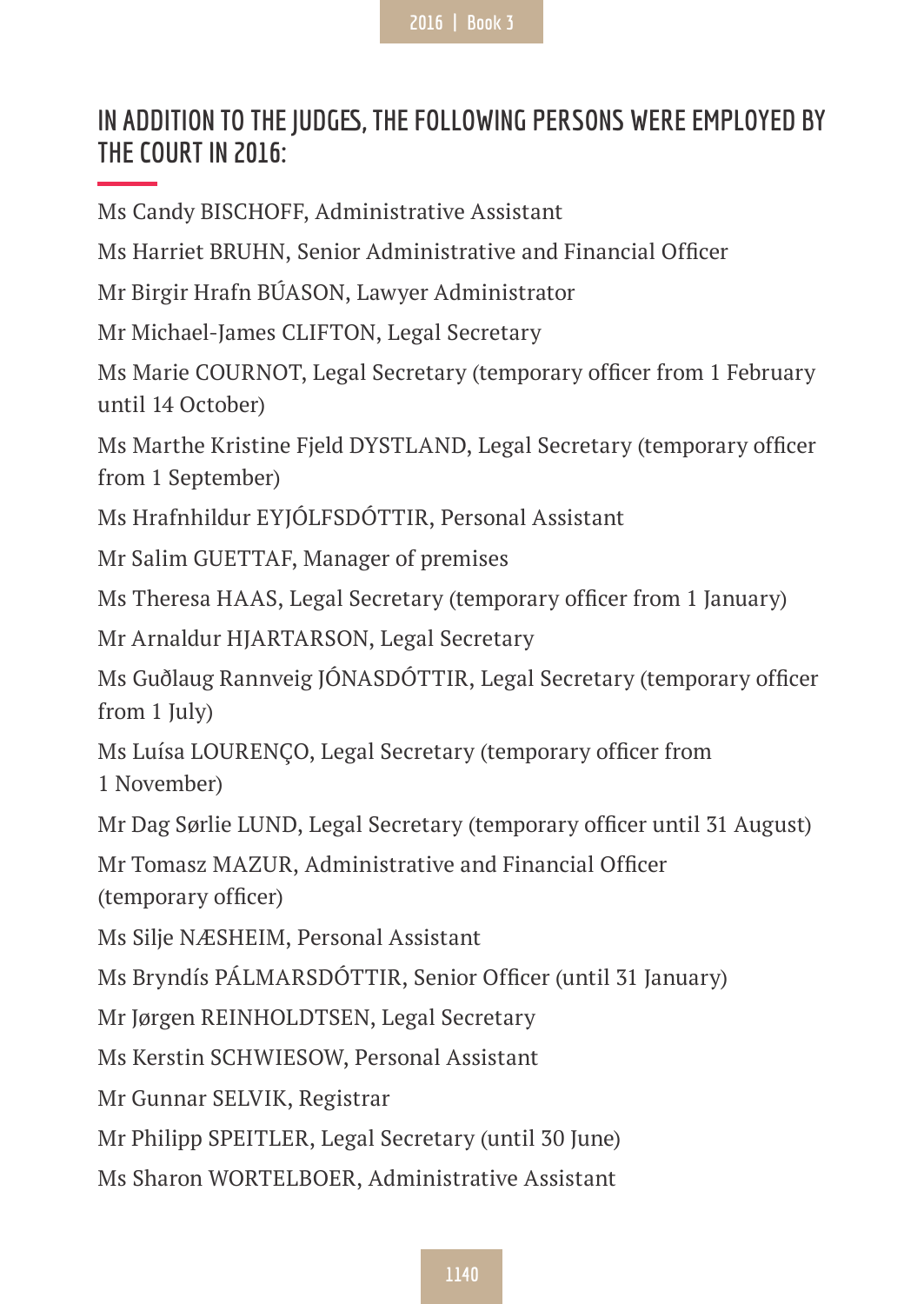## IN ADDITION TO THE JUDGES, THE FOLLOWING PERSONS WERE EMPLOYED BY THE COURT IN 2016:

Ms Candy BISCHOFF, Administrative Assistant

Ms Harriet BRUHN, Senior Administrative and Financial Officer

Mr Birgir Hrafn BÚASON, Lawyer Administrator

Mr Michael-James CLIFTON, Legal Secretary

Ms Marie COURNOT, Legal Secretary (temporary officer from 1 February until 14 October)

Ms Marthe Kristine Fjeld DYSTLAND, Legal Secretary (temporary officer from 1 September)

Ms Hrafnhildur EYJÓLFSDÓTTIR, Personal Assistant

Mr Salim GUETTAF, Manager of premises

Ms Theresa HAAS, Legal Secretary (temporary officer from 1 January)

Mr Arnaldur HJARTARSON, Legal Secretary

Ms Guðlaug Rannveig JÓNASDÓTTIR, Legal Secretary (temporary officer from 1 July)

Ms Luísa LOURENÇO, Legal Secretary (temporary officer from 1 November)

Mr Dag Sørlie LUND, Legal Secretary (temporary officer until 31 August)

Mr Tomasz MAZUR, Administrative and Financial Officer (temporary officer)

Ms Silje NÆSHEIM, Personal Assistant

Ms Bryndís PÁLMARSDÓTTIR, Senior Officer (until 31 January)

Mr Jørgen REINHOLDTSEN, Legal Secretary

Ms Kerstin SCHWIESOW, Personal Assistant

Mr Gunnar SELVIK, Registrar

Mr Philipp SPEITLER, Legal Secretary (until 30 June)

Ms Sharon WORTELBOER, Administrative Assistant